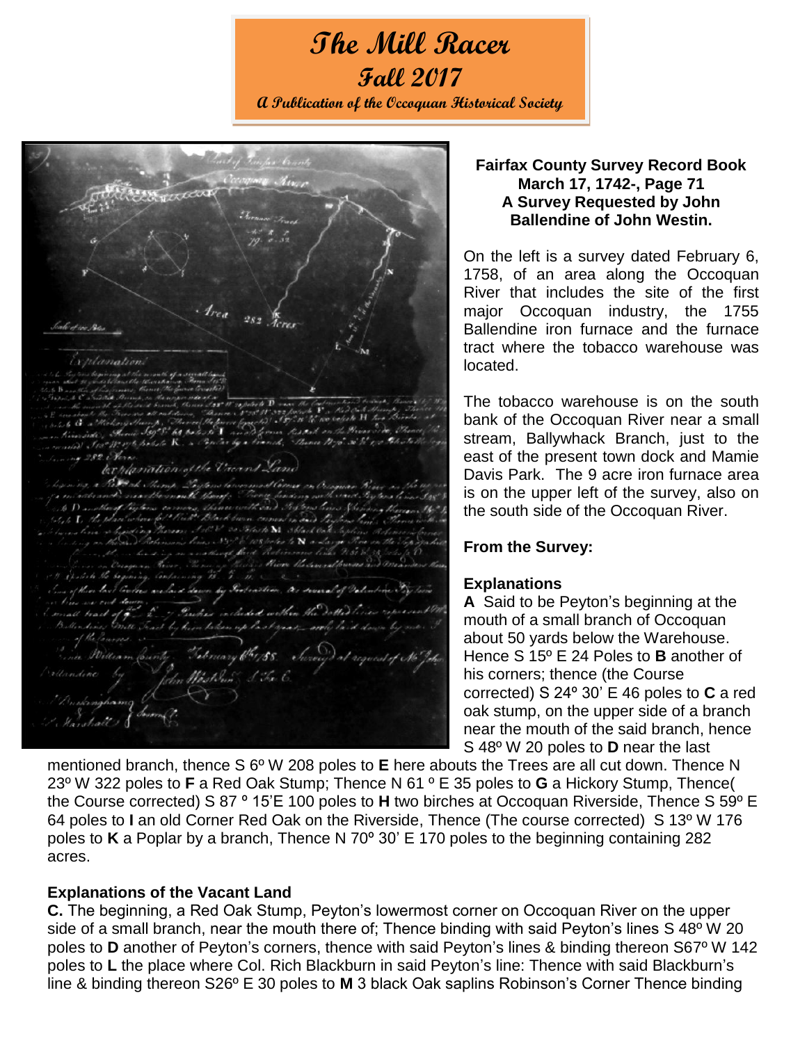# The Mill Racer

## Fall 2017

### A Publication of the Occoquan Historical Society

**Fairfax County Survey Record Book March 17, 1742-, Page 71 A Survey Requested by John Ballendine of John Westin.**

On the left is a survey dated February 6, 1758, of an area along the Occoquan River that includes the site of the first major Occoquan industry, the 1755 Ballendine iron furnace and the furnace tract where the tobacco warehouse was located.

The tobacco warehouse is on the south bank of the Occoquan River near a small stream, Ballywhack Branch, just to the east of the present town dock and Mamie Davis Park. The 9 acre iron furnace area is on the upper left of the survey, also on the south side of the Occoquan River.

**From the Survey:**

**Explanations**

**A** Said to be Peyton's beginning at the mouth of a small branch of Occoquan about 50 yards below the Warehouse. Hence S 15º E 24 Poles to **B** another of his corners; thence (the Course corrected) S 24º 30' E 46 poles to **C** a red oak stump, on the upper side of a branch near the mouth of the said branch, hence S 48º W 20 poles to **D** near the last mentioned branch, thence S 6º W 208 poles to **E** here abouts the Trees are all cut down. Thence N 23º W 322 poles to **F** a Red Oak Stump; Thence N 61 º E 35 poles to **G** a Hickory Stump, Thence( the Course corrected) S 87 º 15'E 100 poles to **H** two birches at Occoquan Riverside, Thence S 59º E 64 poles to **I** an old Corner Red Oak on the Riverside, Thence (The course corrected) S 13º W 176 poles to **K** a Poplar by a branch, Thence N 70º 30' E 170 poles to the beginning containing 282 acres.

**Explanations of the Vacant Land**

**C.** The beginning, a Red Oak Stump, Peyton's lowermost corner on Occoquan River on the upper side of a small branch, near the mouth there of; Thence binding with said Peyton's lines S 48º W 20 poles to **D** another of Peyton's corners, thence with said Peyton's lines & binding thereon S67º W 142 poles to **L** the place where Col. Rich Blackburn in said Peyton's line: Thence with said Blackburn's line & binding thereon S26º E 30 poles to **M** 3 black Oak saplins Robinson's Corner Thence binding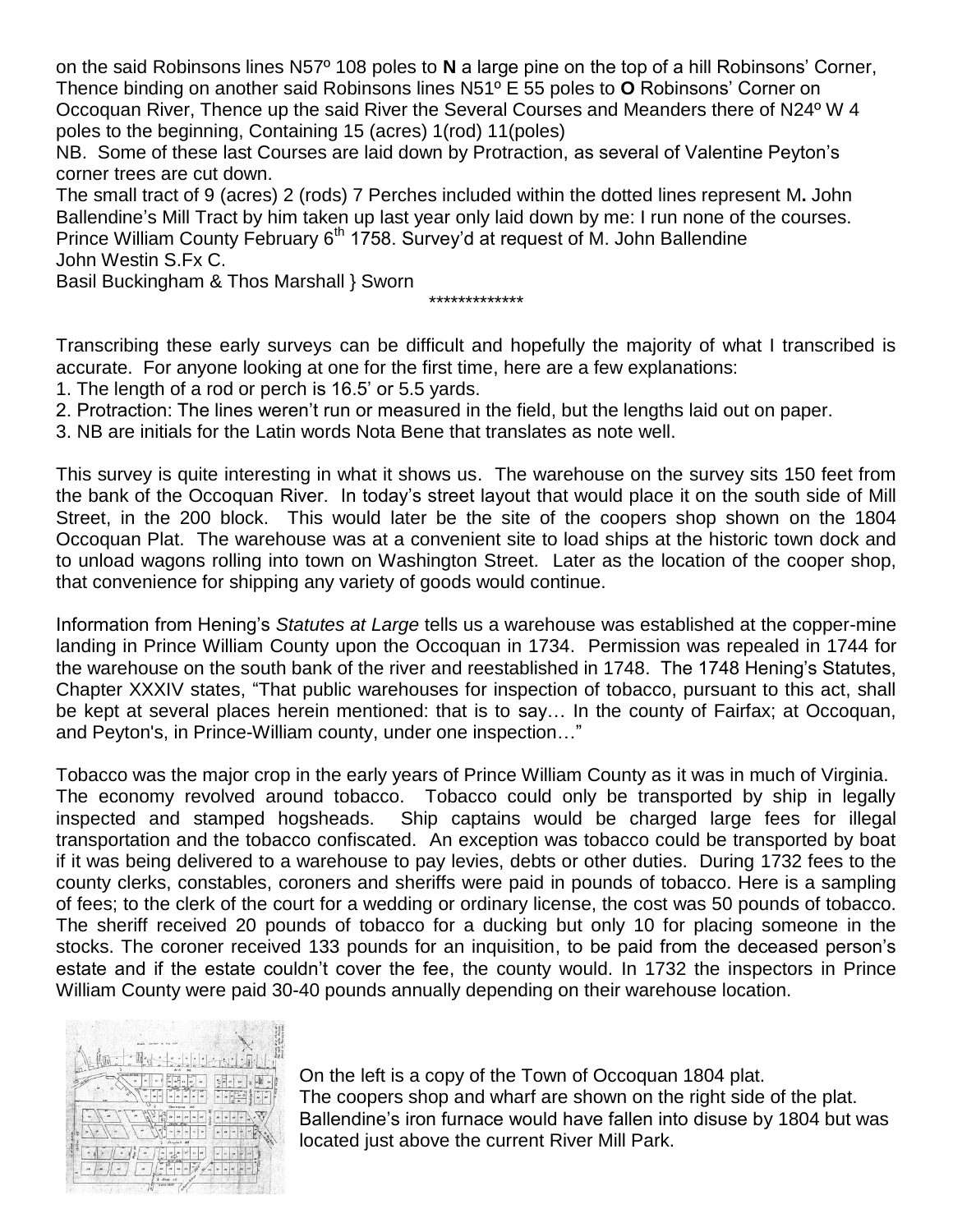on the said Robinsons lines N57º 108 poles to **N** a large pine on the top of a hill Robinsons' Corner, Thence binding on another said Robinsons lines N51º E 55 poles to **O** Robinsons' Corner on Occoquan River, Thence up the said River the Several Courses and Meanders there of N24º W 4 poles to the beginning, Containing 15 (acres) 1(rod) 11(poles)

NB. Some of these last Courses are laid down by Protraction, as several of Valentine Peyton's corner trees are cut down.

The small tract of 9 (acres) 2 (rods) 7 Perches included within the dotted lines represent M**.** John Ballendine's Mill Tract by him taken up last year only laid down by me: I run none of the courses.

Prince William County February 6th 1758. Survey'd at request of M. John Ballendine

John Westin S.Fx C.

Basil Buckingham & Thos Marshall } Sworn

*************

Transcribing these early surveys can be difficult and hopefully the majority of what I transcribed is accurate. For anyone looking at one for the first time, here are a few explanations:

1. The length of a rod or perch is 16.5' or 5.5 yards.
2. Protraction: The lines weren't run or measured in the field, but the lengths laid out on paper.
3. NB are initials for the Latin words Nota Bene that translates as note well.

This survey is quite interesting in what it shows us. The warehouse on the survey sits 150 feet from the bank of the Occoquan River. In today's street layout that would place it on the south side of Mill Street, in the 200 block. This would later be the site of the coopers shop shown on the 1804 Occoquan Plat. The warehouse was at a convenient site to load ships at the historic town dock and to unload wagons rolling into town on Washington Street. Later as the location of the cooper shop, that convenience for shipping any variety of goods would continue.

Information from Hening's *Statutes at Large* tells us a warehouse was established at the copper-mine landing in Prince William County upon the Occoquan in 1734. Permission was repealed in 1744 for the warehouse on the south bank of the river and reestablished in 1748. The 1748 Hening's Statutes, Chapter XXXIV states, "That public warehouses for inspection of tobacco, pursuant to this act, shall be kept at several places herein mentioned: that is to say… In the county of Fairfax; at Occoquan, and Peyton's, in Prince-William county, under one inspection…"

Tobacco was the major crop in the early years of Prince William County as it was in much of Virginia. The economy revolved around tobacco. Tobacco could only be transported by ship in legally inspected and stamped hogsheads. Ship captains would be charged large fees for illegal transportation and the tobacco confiscated. An exception was tobacco could be transported by boat if it was being delivered to a warehouse to pay levies, debts or other duties. During 1732 fees to the county clerks, constables, coroners and sheriffs were paid in pounds of tobacco. Here is a sampling of fees; to the clerk of the court for a wedding or ordinary license, the cost was 50 pounds of tobacco. The sheriff received 20 pounds of tobacco for a ducking but only 10 for placing someone in the stocks. The coroner received 133 pounds for an inquisition, to be paid from the deceased person's estate and if the estate couldn't cover the fee, the county would. In 1732 the inspectors in Prince William County were paid 30-40 pounds annually depending on their warehouse location.

On the left is a copy of the Town of Occoquan 1804 plat. The coopers shop and wharf are shown on the right side of the plat. Ballendine's iron furnace would have fallen into disuse by 1804 but was located just above the current River Mill Park.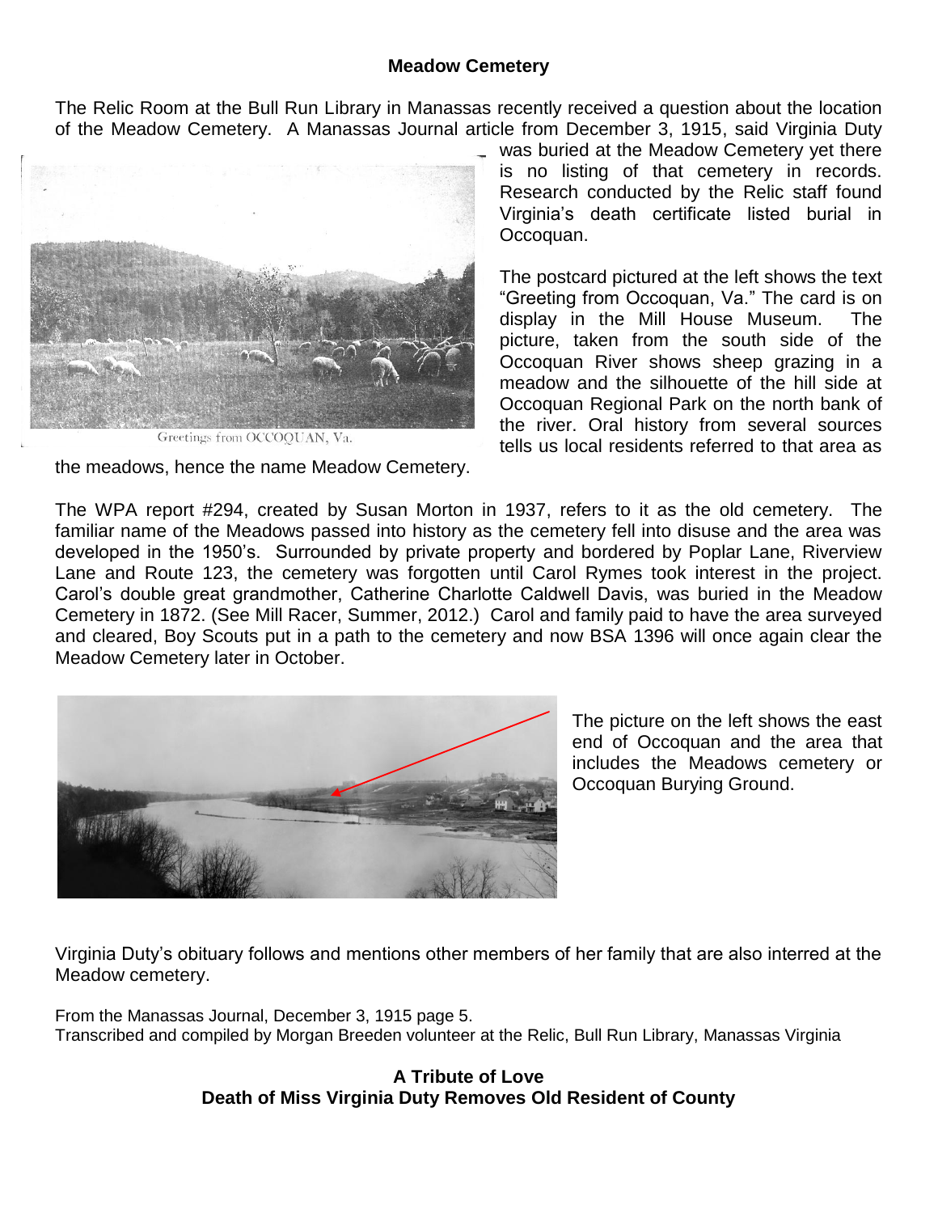**Meadow Cemetery**

The Relic Room at the Bull Run Library in Manassas recently received a question about the location of the Meadow Cemetery. A Manassas Journal article from December 3, 1915, said Virginia Duty was buried at the Meadow Cemetery yet there is no listing of that cemetery in records. Research conducted by the Relic staff found Virginia's death certificate listed burial in Occoquan.

Greetings from OCCOQUAN, Va.

The postcard pictured at the left shows the text "Greeting from Occoquan, Va." The card is on display in the Mill House Museum. The picture, taken from the south side of the Occoquan River shows sheep grazing in a meadow and the silhouette of the hill side at Occoquan Regional Park on the north bank of the river. Oral history from several sources tells us local residents referred to that area as the meadows, hence the name Meadow Cemetery.

The WPA report #294, created by Susan Morton in 1937, refers to it as the old cemetery. The familiar name of the Meadows passed into history as the cemetery fell into disuse and the area was developed in the 1950's. Surrounded by private property and bordered by Poplar Lane, Riverview Lane and Route 123, the cemetery was forgotten until Carol Rymes took interest in the project. Carol's double great grandmother, Catherine Charlotte Caldwell Davis, was buried in the Meadow Cemetery in 1872. (See Mill Racer, Summer, 2012.) Carol and family paid to have the area surveyed and cleared, Boy Scouts put in a path to the cemetery and now BSA 1396 will once again clear the Meadow Cemetery later in October.

The picture on the left shows the east end of Occoquan and the area that includes the Meadows cemetery or Occoquan Burying Ground.

Virginia Duty's obituary follows and mentions other members of her family that are also interred at the Meadow cemetery.

From the Manassas Journal, December 3, 1915 page 5.
Transcribed and compiled by Morgan Breeden volunteer at the Relic, Bull Run Library, Manassas Virginia

**A Tribute of Love**
**Death of Miss Virginia Duty Removes Old Resident of County**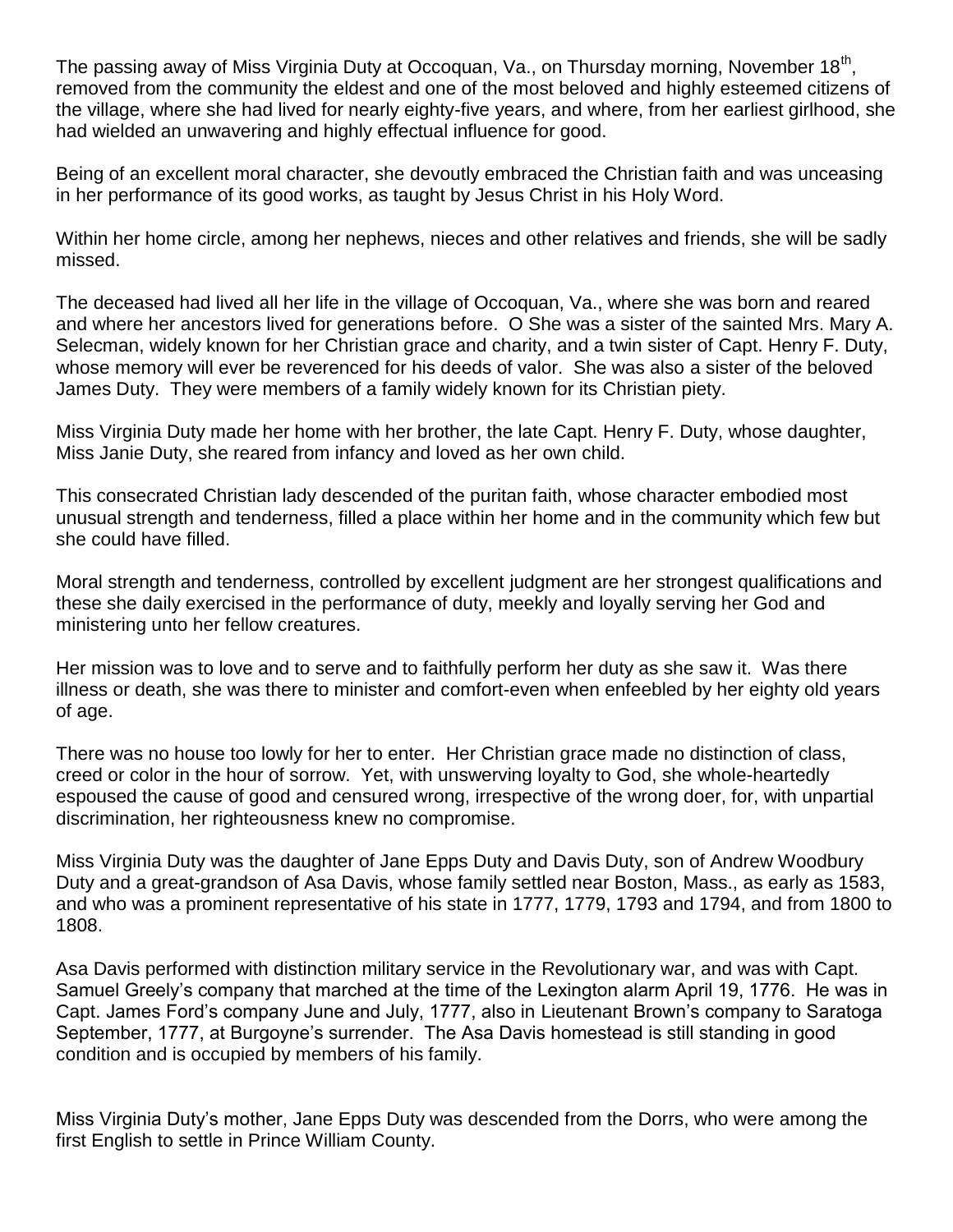The passing away of Miss Virginia Duty at Occoquan, Va., on Thursday morning, November 18th, removed from the community the eldest and one of the most beloved and highly esteemed citizens of the village, where she had lived for nearly eighty-five years, and where, from her earliest girlhood, she had wielded an unwavering and highly effectual influence for good.

Being of an excellent moral character, she devoutly embraced the Christian faith and was unceasing in her performance of its good works, as taught by Jesus Christ in his Holy Word.

Within her home circle, among her nephews, nieces and other relatives and friends, she will be sadly missed.

The deceased had lived all her life in the village of Occoquan, Va., where she was born and reared and where her ancestors lived for generations before. O She was a sister of the sainted Mrs. Mary A. Selecman, widely known for her Christian grace and charity, and a twin sister of Capt. Henry F. Duty, whose memory will ever be reverenced for his deeds of valor. She was also a sister of the beloved James Duty. They were members of a family widely known for its Christian piety.

Miss Virginia Duty made her home with her brother, the late Capt. Henry F. Duty, whose daughter, Miss Janie Duty, she reared from infancy and loved as her own child.

This consecrated Christian lady descended of the puritan faith, whose character embodied most unusual strength and tenderness, filled a place within her home and in the community which few but she could have filled.

Moral strength and tenderness, controlled by excellent judgment are her strongest qualifications and these she daily exercised in the performance of duty, meekly and loyally serving her God and ministering unto her fellow creatures.

Her mission was to love and to serve and to faithfully perform her duty as she saw it. Was there illness or death, she was there to minister and comfort-even when enfeebled by her eighty old years of age.

There was no house too lowly for her to enter. Her Christian grace made no distinction of class, creed or color in the hour of sorrow. Yet, with unswerving loyalty to God, she whole-heartedly espoused the cause of good and censured wrong, irrespective of the wrong doer, for, with unpartial discrimination, her righteousness knew no compromise.

Miss Virginia Duty was the daughter of Jane Epps Duty and Davis Duty, son of Andrew Woodbury Duty and a great-grandson of Asa Davis, whose family settled near Boston, Mass., as early as 1583, and who was a prominent representative of his state in 1777, 1779, 1793 and 1794, and from 1800 to 1808.

Asa Davis performed with distinction military service in the Revolutionary war, and was with Capt. Samuel Greely's company that marched at the time of the Lexington alarm April 19, 1776. He was in Capt. James Ford's company June and July, 1777, also in Lieutenant Brown's company to Saratoga September, 1777, at Burgoyne's surrender. The Asa Davis homestead is still standing in good condition and is occupied by members of his family.

Miss Virginia Duty's mother, Jane Epps Duty was descended from the Dorrs, who were among the first English to settle in Prince William County.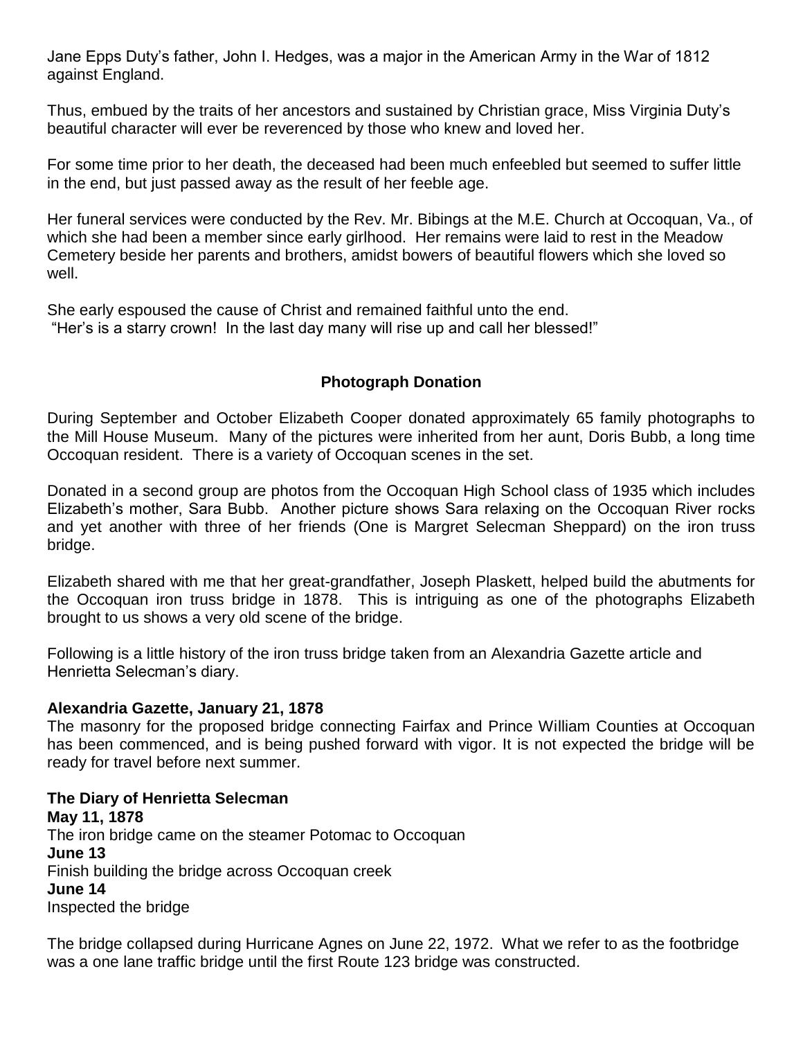Jane Epps Duty's father, John I. Hedges, was a major in the American Army in the War of 1812 against England.

Thus, embued by the traits of her ancestors and sustained by Christian grace, Miss Virginia Duty's beautiful character will ever be reverenced by those who knew and loved her.

For some time prior to her death, the deceased had been much enfeebled but seemed to suffer little in the end, but just passed away as the result of her feeble age.

Her funeral services were conducted by the Rev. Mr. Bibings at the M.E. Church at Occoquan, Va., of which she had been a member since early girlhood. Her remains were laid to rest in the Meadow Cemetery beside her parents and brothers, amidst bowers of beautiful flowers which she loved so well.

She early espoused the cause of Christ and remained faithful unto the end.
"Her's is a starry crown! In the last day many will rise up and call her blessed!"

## Photograph Donation

During September and October Elizabeth Cooper donated approximately 65 family photographs to the Mill House Museum. Many of the pictures were inherited from her aunt, Doris Bubb, a long time Occoquan resident. There is a variety of Occoquan scenes in the set.

Donated in a second group are photos from the Occoquan High School class of 1935 which includes Elizabeth's mother, Sara Bubb. Another picture shows Sara relaxing on the Occoquan River rocks and yet another with three of her friends (One is Margret Selecman Sheppard) on the iron truss bridge.

Elizabeth shared with me that her great-grandfather, Joseph Plaskett, helped build the abutments for the Occoquan iron truss bridge in 1878. This is intriguing as one of the photographs Elizabeth brought to us shows a very old scene of the bridge.

Following is a little history of the iron truss bridge taken from an Alexandria Gazette article and Henrietta Selecman's diary.

**Alexandria Gazette, January 21, 1878**
The masonry for the proposed bridge connecting Fairfax and Prince William Counties at Occoquan has been commenced, and is being pushed forward with vigor. It is not expected the bridge will be ready for travel before next summer.

**The Diary of Henrietta Selecman**
**May 11, 1878**
The iron bridge came on the steamer Potomac to Occoquan
**June 13**
Finish building the bridge across Occoquan creek
**June 14**
Inspected the bridge

The bridge collapsed during Hurricane Agnes on June 22, 1972. What we refer to as the footbridge was a one lane traffic bridge until the first Route 123 bridge was constructed.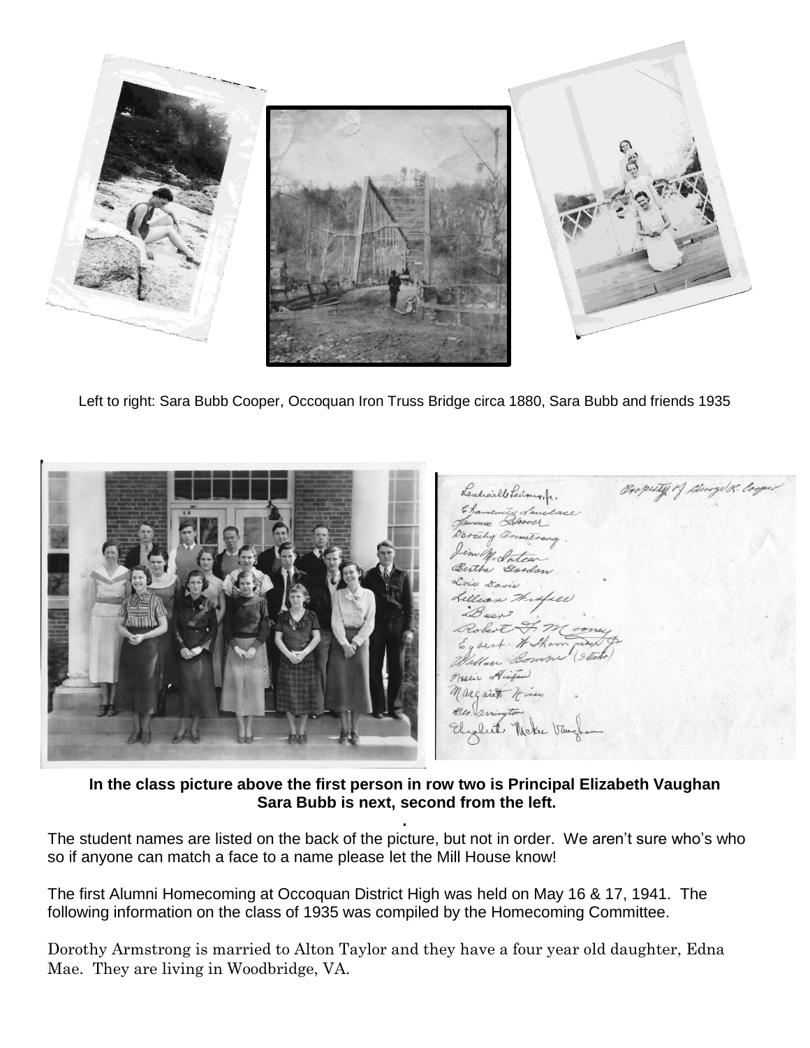Left to right: Sara Bubb Cooper, Occoquan Iron Truss Bridge circa 1880, Sara Bubb and friends 1935

**In the class picture above the first person in row two is Principal Elizabeth Vaughan Sara Bubb is next, second from the left.**

The student names are listed on the back of the picture, but not in order. We aren't sure who's who so if anyone can match a face to a name please let the Mill House know!

The first Alumni Homecoming at Occoquan District High was held on May 16 & 17, 1941. The following information on the class of 1935 was compiled by the Homecoming Committee.

Dorothy Armstrong is married to Alton Taylor and they have a four year old daughter, Edna Mae. They are living in Woodbridge, VA.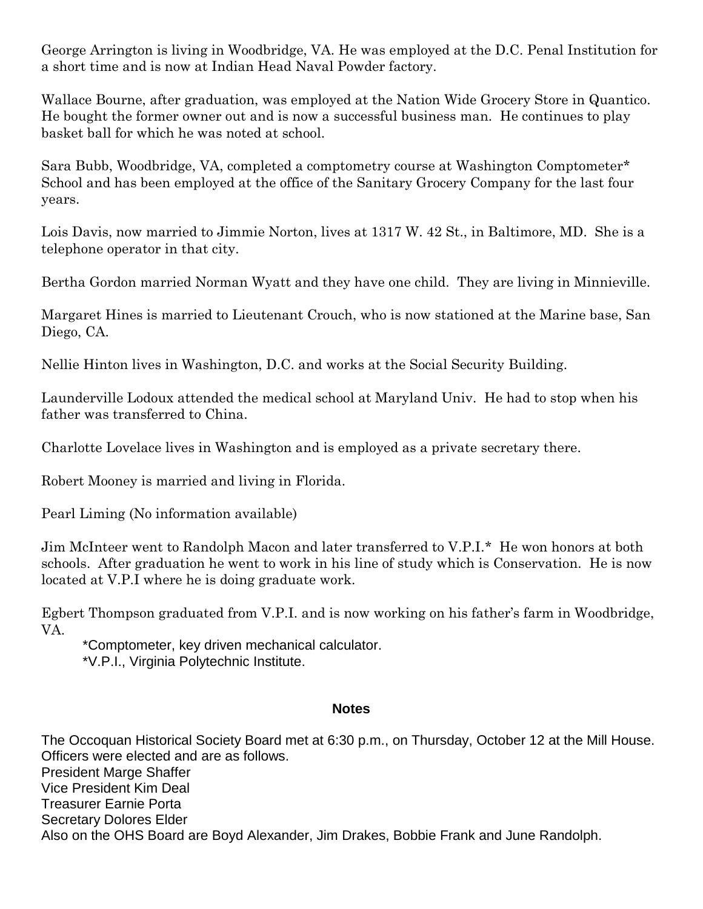George Arrington is living in Woodbridge, VA. He was employed at the D.C. Penal Institution for a short time and is now at Indian Head Naval Powder factory.

Wallace Bourne, after graduation, was employed at the Nation Wide Grocery Store in Quantico. He bought the former owner out and is now a successful business man. He continues to play basket ball for which he was noted at school.

Sara Bubb, Woodbridge, VA, completed a comptometry course at Washington Comptometer* School and has been employed at the office of the Sanitary Grocery Company for the last four years.

Lois Davis, now married to Jimmie Norton, lives at 1317 W. 42 St., in Baltimore, MD. She is a telephone operator in that city.

Bertha Gordon married Norman Wyatt and they have one child. They are living in Minnieville.

Margaret Hines is married to Lieutenant Crouch, who is now stationed at the Marine base, San Diego, CA.

Nellie Hinton lives in Washington, D.C. and works at the Social Security Building.

Launderville Lodoux attended the medical school at Maryland Univ. He had to stop when his father was transferred to China.

Charlotte Lovelace lives in Washington and is employed as a private secretary there.

Robert Mooney is married and living in Florida.

Pearl Liming (No information available)

Jim McInteer went to Randolph Macon and later transferred to V.P.I.* He won honors at both schools. After graduation he went to work in his line of study which is Conservation. He is now located at V.P.I where he is doing graduate work.

Egbert Thompson graduated from V.P.I. and is now working on his father's farm in Woodbridge, VA.

*Comptometer, key driven mechanical calculator.
*V.P.I., Virginia Polytechnic Institute.

## Notes

The Occoquan Historical Society Board met at 6:30 p.m., on Thursday, October 12 at the Mill House. Officers were elected and are as follows.
President Marge Shaffer
Vice President Kim Deal
Treasurer Earnie Porta
Secretary Dolores Elder
Also on the OHS Board are Boyd Alexander, Jim Drakes, Bobbie Frank and June Randolph.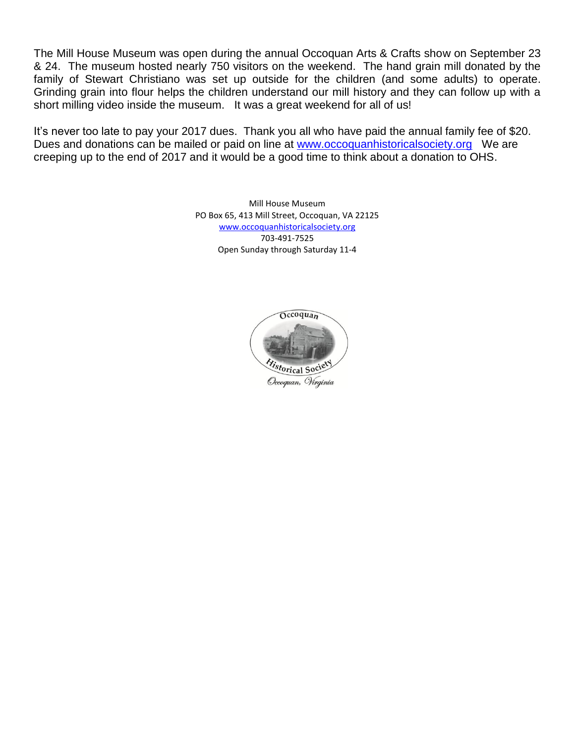The Mill House Museum was open during the annual Occoquan Arts & Crafts show on September 23 & 24. The museum hosted nearly 750 visitors on the weekend. The hand grain mill donated by the family of Stewart Christiano was set up outside for the children (and some adults) to operate. Grinding grain into flour helps the children understand our mill history and they can follow up with a short milling video inside the museum. It was a great weekend for all of us!

It's never too late to pay your 2017 dues. Thank you all who have paid the annual family fee of $20. Dues and donations can be mailed or paid on line at www.occoquanhistoricalsociety.org We are creeping up to the end of 2017 and it would be a good time to think about a donation to OHS.

Mill House Museum
PO Box 65, 413 Mill Street, Occoquan, VA 22125
www.occoquanhistoricalsociety.org
703-491-7525
Open Sunday through Saturday 11-4

Occoquan Historical Society
Occoquan, Virginia